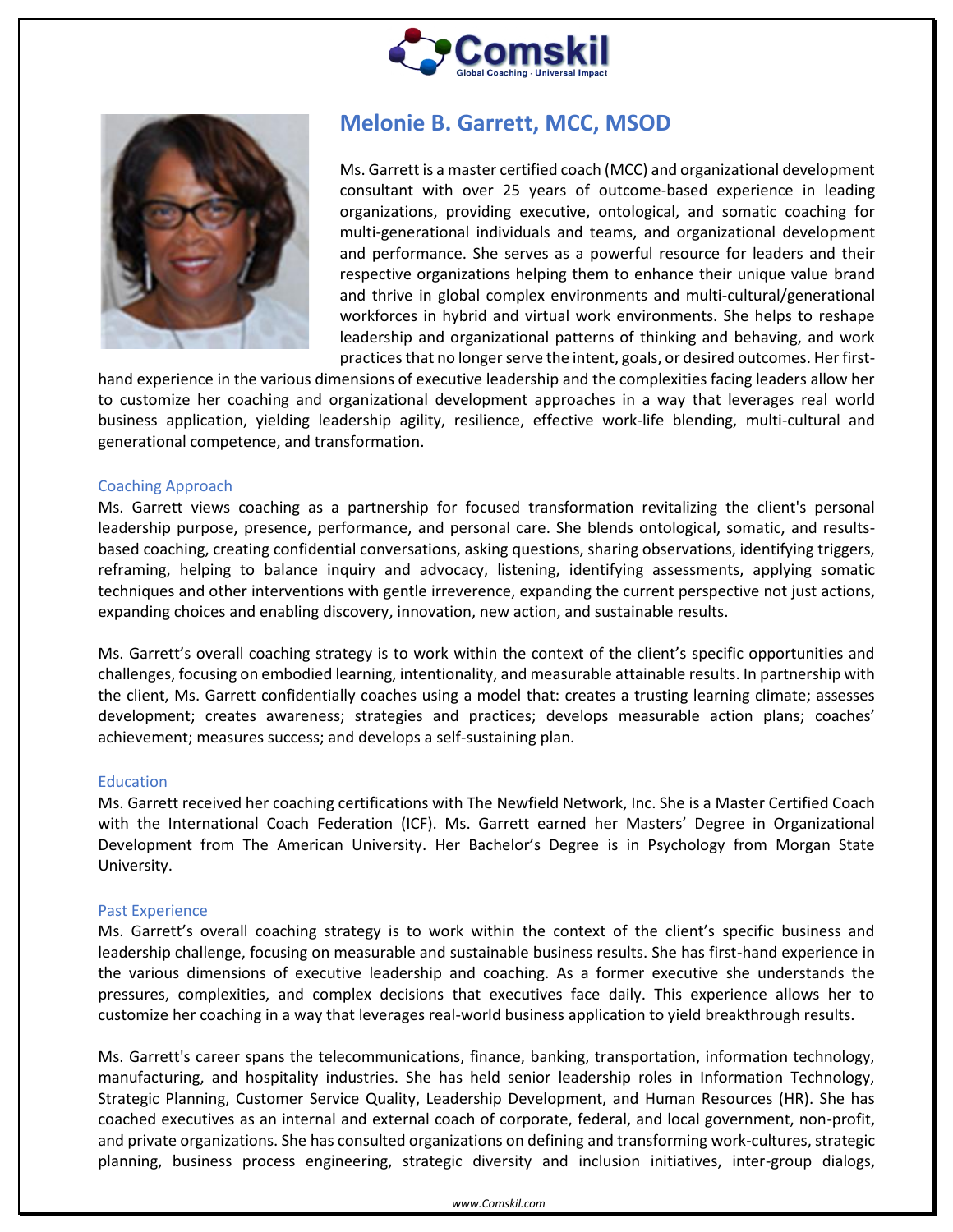# Melonie B. Garrett, MCC, MSOD

Ms. Garrett is a master certified coach (MCC) and organizational development consultant with over 25 years of outcome-based experience in leading organizations, providing executive, ontological, and somatic coaching for multi-generational individuals and teams, and organizational development and performance. She serves as a powerful resource for leaders and their respective organizations helping them to enhance their unique value brand and thrive in global complex environments and multi-cultural/generational workforces in hybrid and virtual work environments. She helps to reshape leadership and organizational patterns of thinking and behaving, and work practices that no longer serve the intent, goals, or desired outcomes. Her first-hand experience in the various dimensions of executive leadership and the complexities facing leaders allow her to customize her coaching and organizational development approaches in a way that leverages real world business application, yielding leadership agility, resilience, effective work-life blending, multi-cultural and generational competence, and transformation.

## Coaching Approach

Ms. Garrett views coaching as a partnership for focused transformation revitalizing the client's personal leadership purpose, presence, performance, and personal care. She blends ontological, somatic, and results-based coaching, creating confidential conversations, asking questions, sharing observations, identifying triggers, reframing, helping to balance inquiry and advocacy, listening, identifying assessments, applying somatic techniques and other interventions with gentle irreverence, expanding the current perspective not just actions, expanding choices and enabling discovery, innovation, new action, and sustainable results.

Ms. Garrett's overall coaching strategy is to work within the context of the client's specific opportunities and challenges, focusing on embodied learning, intentionality, and measurable attainable results. In partnership with the client, Ms. Garrett confidentially coaches using a model that: creates a trusting learning climate; assesses development; creates awareness; strategies and practices; develops measurable action plans; coaches' achievement; measures success; and develops a self-sustaining plan.

## Education

Ms. Garrett received her coaching certifications with The Newfield Network, Inc. She is a Master Certified Coach with the International Coach Federation (ICF). Ms. Garrett earned her Masters' Degree in Organizational Development from The American University. Her Bachelor's Degree is in Psychology from Morgan State University.

## Past Experience

Ms. Garrett's overall coaching strategy is to work within the context of the client's specific business and leadership challenge, focusing on measurable and sustainable business results. She has first-hand experience in the various dimensions of executive leadership and coaching. As a former executive she understands the pressures, complexities, and complex decisions that executives face daily. This experience allows her to customize her coaching in a way that leverages real-world business application to yield breakthrough results.

Ms. Garrett's career spans the telecommunications, finance, banking, transportation, information technology, manufacturing, and hospitality industries. She has held senior leadership roles in Information Technology, Strategic Planning, Customer Service Quality, Leadership Development, and Human Resources (HR). She has coached executives as an internal and external coach of corporate, federal, and local government, non-profit, and private organizations. She has consulted organizations on defining and transforming work-cultures, strategic planning, business process engineering, strategic diversity and inclusion initiatives, inter-group dialogs,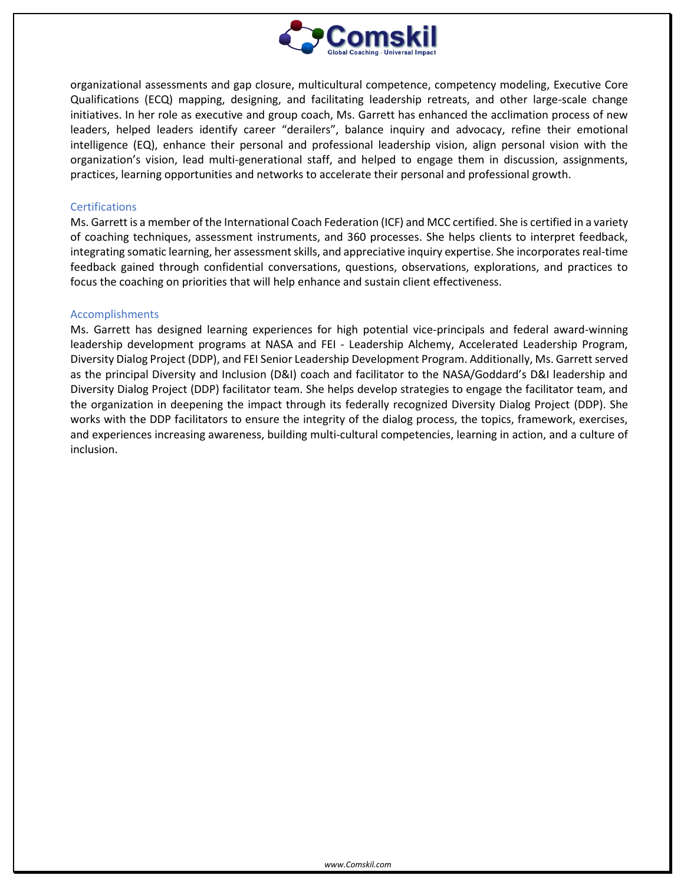organizational assessments and gap closure, multicultural competence, competency modeling, Executive Core Qualifications (ECQ) mapping, designing, and facilitating leadership retreats, and other large-scale change initiatives. In her role as executive and group coach, Ms. Garrett has enhanced the acclimation process of new leaders, helped leaders identify career "derailers", balance inquiry and advocacy, refine their emotional intelligence (EQ), enhance their personal and professional leadership vision, align personal vision with the organization's vision, lead multi-generational staff, and helped to engage them in discussion, assignments, practices, learning opportunities and networks to accelerate their personal and professional growth.

## Certifications

Ms. Garrett is a member of the International Coach Federation (ICF) and MCC certified. She is certified in a variety of coaching techniques, assessment instruments, and 360 processes. She helps clients to interpret feedback, integrating somatic learning, her assessment skills, and appreciative inquiry expertise. She incorporates real-time feedback gained through confidential conversations, questions, observations, explorations, and practices to focus the coaching on priorities that will help enhance and sustain client effectiveness.

## Accomplishments

Ms. Garrett has designed learning experiences for high potential vice-principals and federal award-winning leadership development programs at NASA and FEI - Leadership Alchemy, Accelerated Leadership Program, Diversity Dialog Project (DDP), and FEI Senior Leadership Development Program. Additionally, Ms. Garrett served as the principal Diversity and Inclusion (D&I) coach and facilitator to the NASA/Goddard's D&I leadership and Diversity Dialog Project (DDP) facilitator team. She helps develop strategies to engage the facilitator team, and the organization in deepening the impact through its federally recognized Diversity Dialog Project (DDP). She works with the DDP facilitators to ensure the integrity of the dialog process, the topics, framework, exercises, and experiences increasing awareness, building multi-cultural competencies, learning in action, and a culture of inclusion.